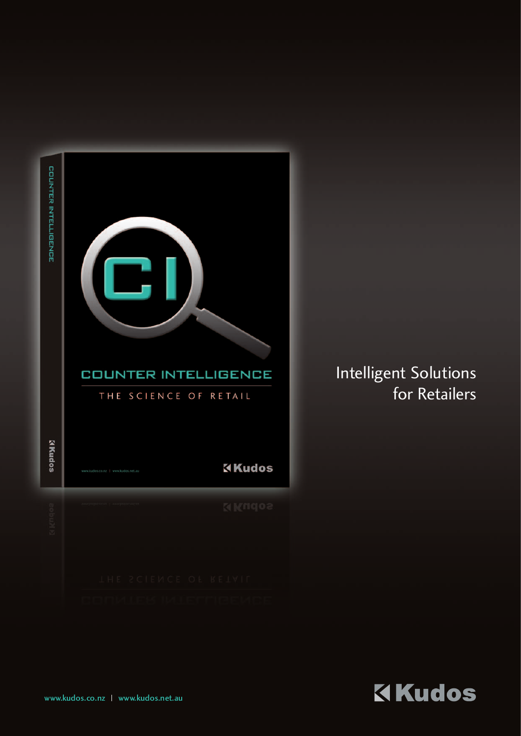COUNTER INTELLIGENCE

THE SCIENCE OF RETAIL

# Intelligent Solutions for Retailers

www.kudos.co.nz | www.kudos.net.au

Kudos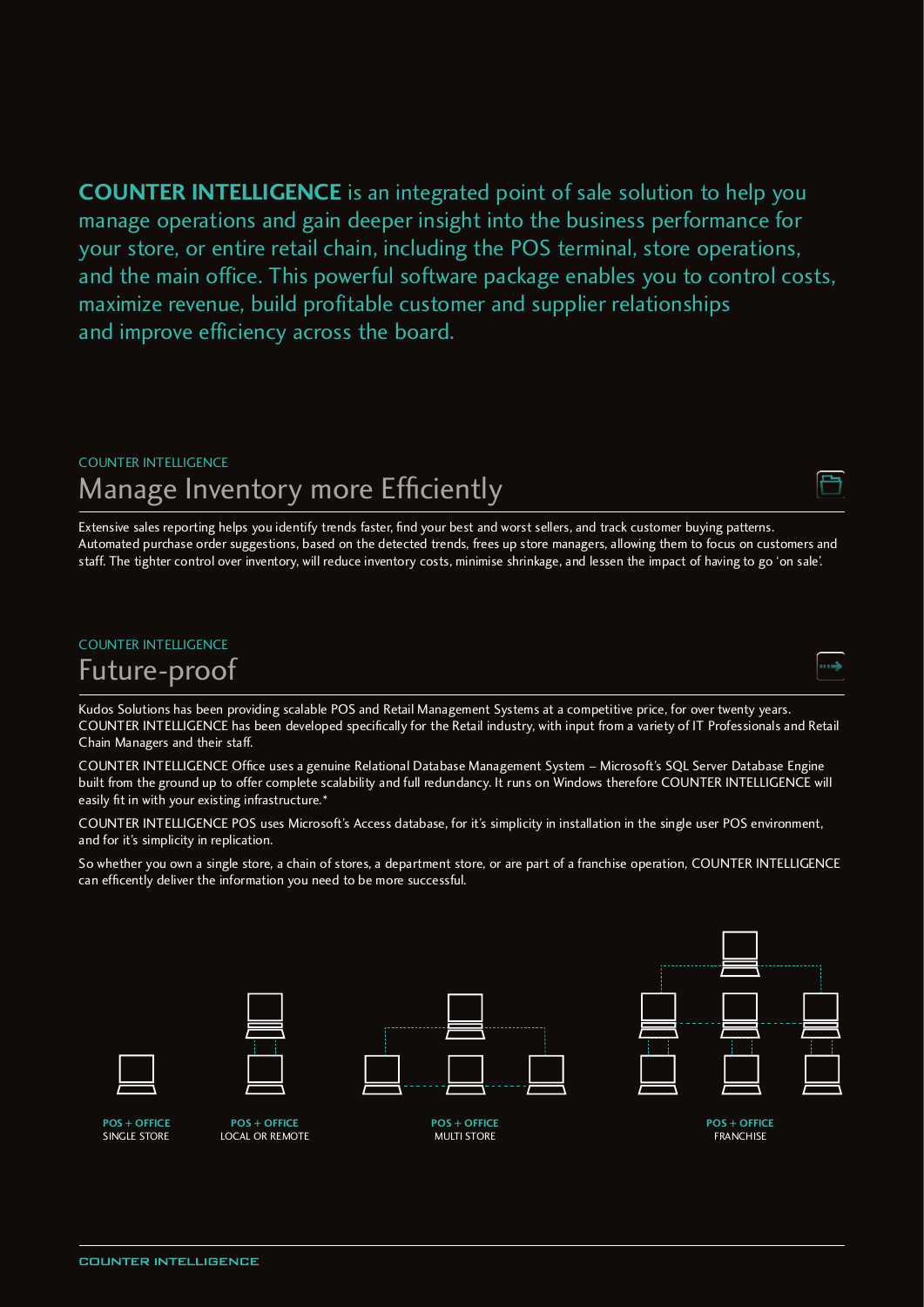**COUNTER INTELLIGENCE** is an integrated point of sale solution to help you manage operations and gain deeper insight into the business performance for your store, or entire retail chain, including the POS terminal, store operations, and the main office. This powerful software package enables you to control costs, maximize revenue, build profitable customer and supplier relationships and improve efficiency across the board.

COUNTER INTELLIGENCE

## Manage Inventory more Efficiently

Extensive sales reporting helps you identify trends faster, find your best and worst sellers, and track customer buying patterns. Automated purchase order suggestions, based on the detected trends, frees up store managers, allowing them to focus on customers and staff. The tighter control over inventory, will reduce inventory costs, minimise shrinkage, and lessen the impact of having to go 'on sale'.

COUNTER INTELLIGENCE

## Future-proof

Kudos Solutions has been providing scalable POS and Retail Management Systems at a competitive price, for over twenty years. COUNTER INTELLIGENCE has been developed specifically for the Retail industry, with input from a variety of IT Professionals and Retail Chain Managers and their staff.

COUNTER INTELLIGENCE Office uses a genuine Relational Database Management System – Microsoft's SQL Server Database Engine built from the ground up to offer complete scalability and full redundancy. It runs on Windows therefore COUNTER INTELLIGENCE will easily fit in with your existing infrastructure.*

COUNTER INTELLIGENCE POS uses Microsoft's Access database, for it's simplicity in installation in the single user POS environment, and for it's simplicity in replication.

So whether you own a single store, a chain of stores, a department store, or are part of a franchise operation, COUNTER INTELLIGENCE can efficently deliver the information you need to be more successful.

**POS + OFFICE** SINGLE STORE

**POS + OFFICE** LOCAL OR REMOTE

**POS + OFFICE** MULTI STORE

**POS + OFFICE** FRANCHISE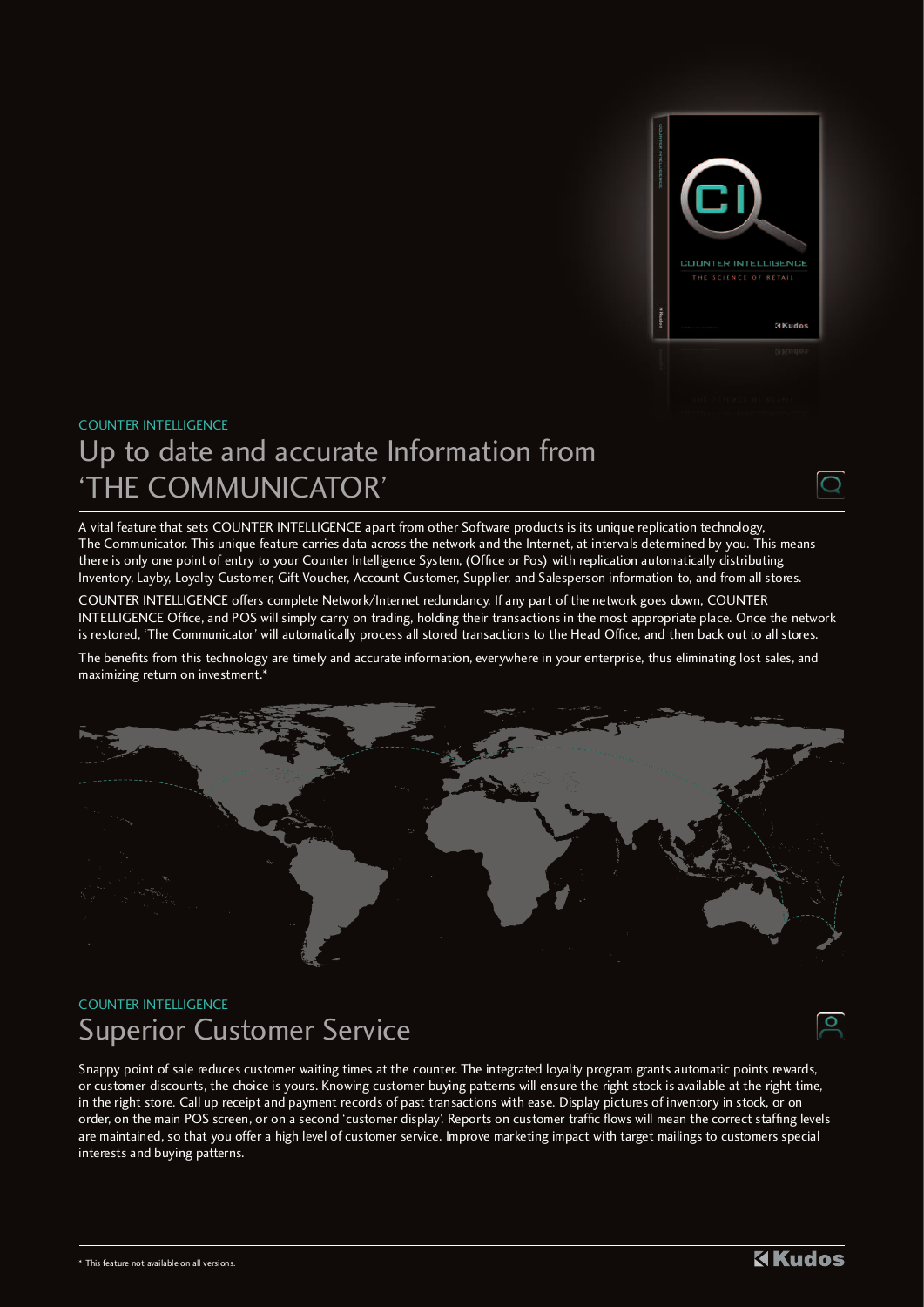COUNTER INTELLIGENCE

## Up to date and accurate Information from 'THE COMMUNICATOR'

A vital feature that sets COUNTER INTELLIGENCE apart from other Software products is its unique replication technology, The Communicator. This unique feature carries data across the network and the Internet, at intervals determined by you. This means there is only one point of entry to your Counter Intelligence System, (Office or Pos) with replication automatically distributing Inventory, Layby, Loyalty Customer, Gift Voucher, Account Customer, Supplier, and Salesperson information to, and from all stores.

COUNTER INTELLIGENCE offers complete Network/Internet redundancy. If any part of the network goes down, COUNTER INTELLIGENCE Office, and POS will simply carry on trading, holding their transactions in the most appropriate place. Once the network is restored, 'The Communicator' will automatically process all stored transactions to the Head Office, and then back out to all stores.

The benefits from this technology are timely and accurate information, everywhere in your enterprise, thus eliminating lost sales, and maximizing return on investment.*

COUNTER INTELLIGENCE

## Superior Customer Service

Snappy point of sale reduces customer waiting times at the counter. The integrated loyalty program grants automatic points rewards, or customer discounts, the choice is yours. Knowing customer buying patterns will ensure the right stock is available at the right time, in the right store. Call up receipt and payment records of past transactions with ease. Display pictures of inventory in stock, or on order, on the main POS screen, or on a second 'customer display'. Reports on customer traffic flows will mean the correct staffing levels are maintained, so that you offer a high level of customer service. Improve marketing impact with target mailings to customers special interests and buying patterns.

* This feature not available on all versions.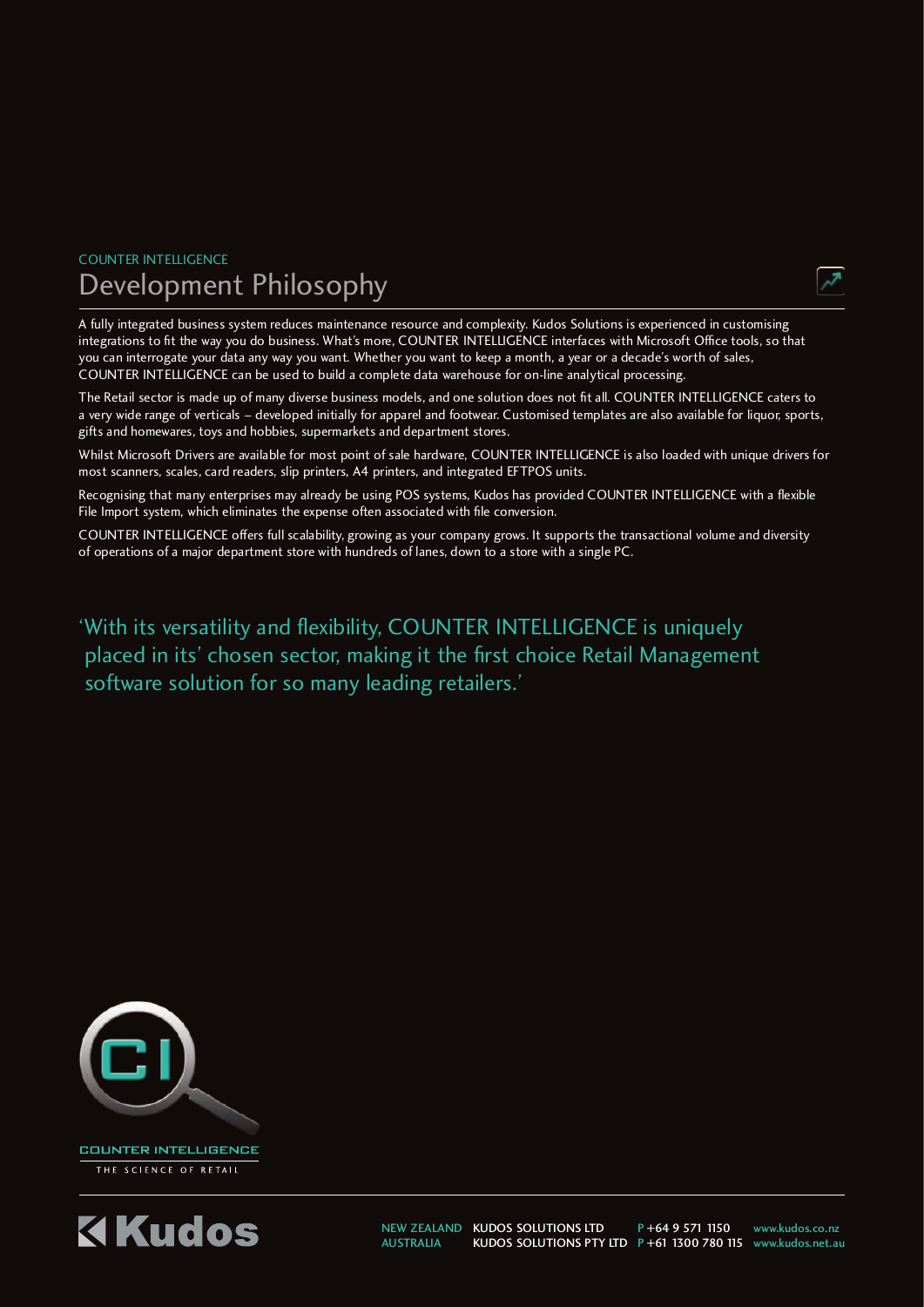COUNTER INTELLIGENCE

# Development Philosophy

A fully integrated business system reduces maintenance resource and complexity. Kudos Solutions is experienced in customising integrations to fit the way you do business. What's more, COUNTER INTELLIGENCE interfaces with Microsoft Office tools, so that you can interrogate your data any way you want. Whether you want to keep a month, a year or a decade's worth of sales, COUNTER INTELLIGENCE can be used to build a complete data warehouse for on-line analytical processing.

The Retail sector is made up of many diverse business models, and one solution does not fit all. COUNTER INTELLIGENCE caters to a very wide range of verticals – developed initially for apparel and footwear. Customised templates are also available for liquor, sports, gifts and homewares, toys and hobbies, supermarkets and department stores.

Whilst Microsoft Drivers are available for most point of sale hardware, COUNTER INTELLIGENCE is also loaded with unique drivers for most scanners, scales, card readers, slip printers, A4 printers, and integrated EFTPOS units.

Recognising that many enterprises may already be using POS systems, Kudos has provided COUNTER INTELLIGENCE with a flexible File Import system, which eliminates the expense often associated with file conversion.

COUNTER INTELLIGENCE offers full scalability, growing as your company grows. It supports the transactional volume and diversity of operations of a major department store with hundreds of lanes, down to a store with a single PC.

'With its versatility and flexibility, COUNTER INTELLIGENCE is uniquely placed in its' chosen sector, making it the first choice Retail Management software solution for so many leading retailers.'

COUNTER INTELLIGENCE

THE SCIENCE OF RETAIL

Kudos

NEW ZEALAND KUDOS SOLUTIONS LTD P +64 9 571 1150 www.kudos.co.nz

AUSTRALIA KUDOS SOLUTIONS PTY LTD P +61 1300 780 115 www.kudos.net.au